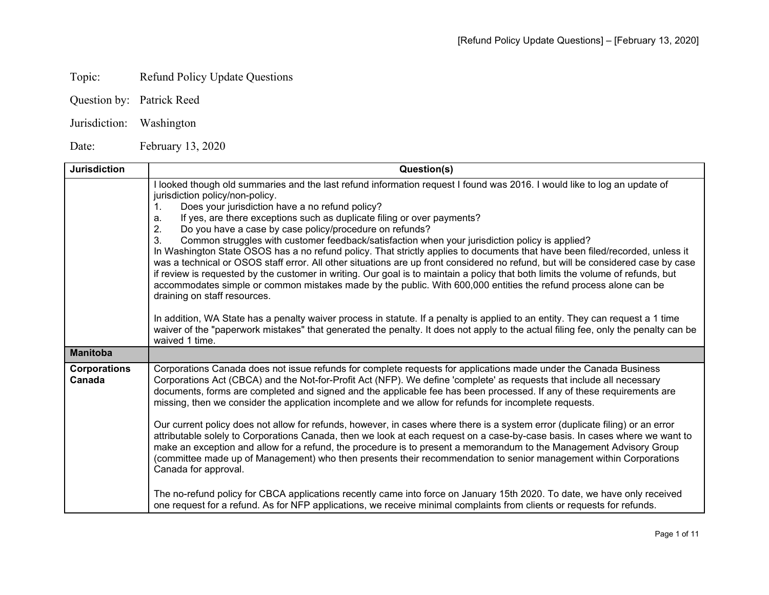Topic: Refund Policy Update Questions

Question by: Patrick Reed

Jurisdiction: Washington

Date: February 13, 2020

| Jurisdiction | Question(s) |
|---|---|
| | I looked though old summaries and the last refund information request I found was 2016. I would like to log an update of jurisdiction policy/non-policy.<br>1. Does your jurisdiction have a no refund policy?<br>a. If yes, are there exceptions such as duplicate filing or over payments?<br>2. Do you have a case by case policy/procedure on refunds?<br>3. Common struggles with customer feedback/satisfaction when your jurisdiction policy is applied?<br>In Washington State OSOS has a no refund policy. That strictly applies to documents that have been filed/recorded, unless it was a technical or OSOS staff error. All other situations are up front considered no refund, but will be considered case by case if review is requested by the customer in writing. Our goal is to maintain a policy that both limits the volume of refunds, but accommodates simple or common mistakes made by the public. With 600,000 entities the refund process alone can be draining on staff resources.<br><br>In addition, WA State has a penalty waiver process in statute. If a penalty is applied to an entity. They can request a 1 time waiver of the "paperwork mistakes" that generated the penalty. It does not apply to the actual filing fee, only the penalty can be waived 1 time. |
| **Manitoba** | |
| **Corporations Canada** | Corporations Canada does not issue refunds for complete requests for applications made under the Canada Business Corporations Act (CBCA) and the Not-for-Profit Act (NFP). We define 'complete' as requests that include all necessary documents, forms are completed and signed and the applicable fee has been processed. If any of these requirements are missing, then we consider the application incomplete and we allow for refunds for incomplete requests.<br><br>Our current policy does not allow for refunds, however, in cases where there is a system error (duplicate filing) or an error attributable solely to Corporations Canada, then we look at each request on a case-by-case basis. In cases where we want to make an exception and allow for a refund, the procedure is to present a memorandum to the Management Advisory Group (committee made up of Management) who then presents their recommendation to senior management within Corporations Canada for approval.<br><br>The no-refund policy for CBCA applications recently came into force on January 15th 2020. To date, we have only received one request for a refund. As for NFP applications, we receive minimal complaints from clients or requests for refunds. |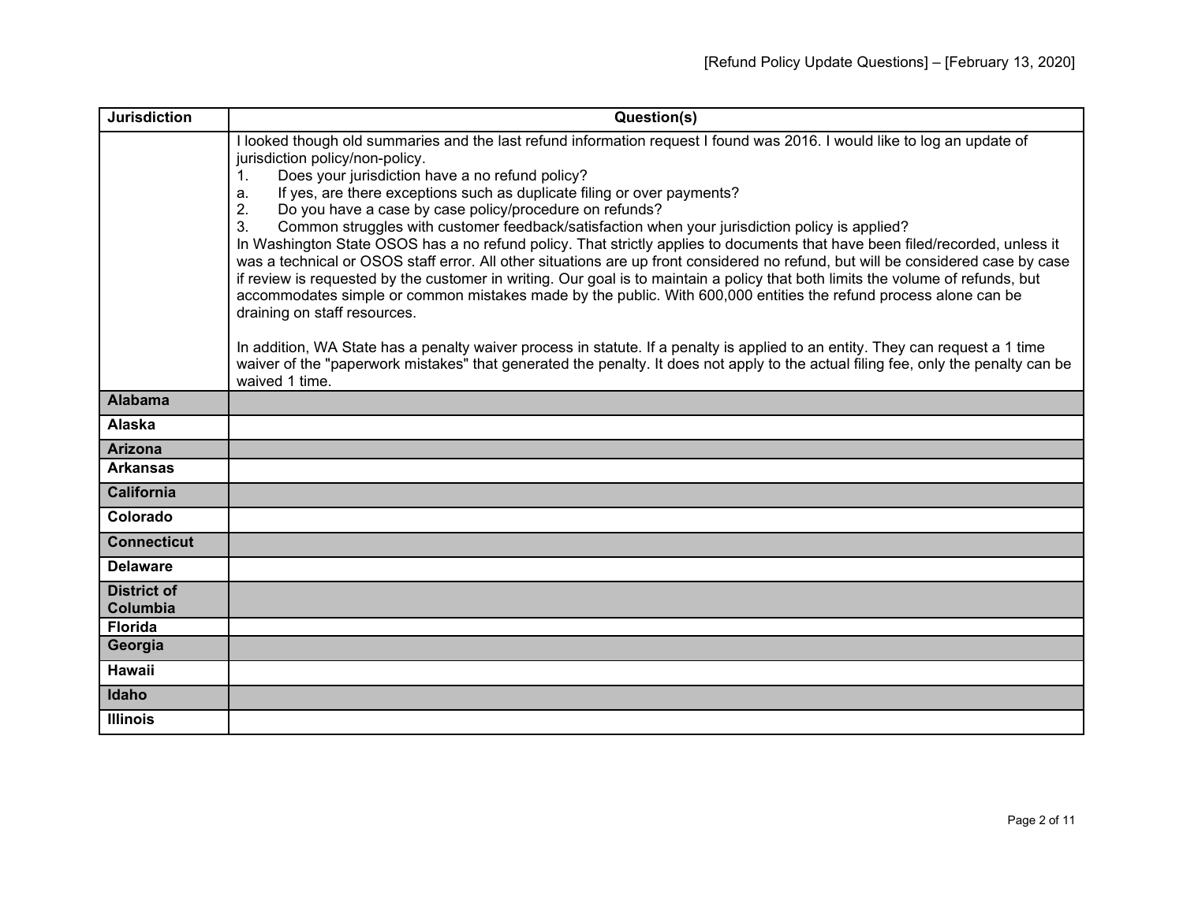| Jurisdiction | Question(s) |
|---|---|
| | I looked though old summaries and the last refund information request I found was 2016. I would like to log an update of jurisdiction policy/non-policy.<br>1. Does your jurisdiction have a no refund policy?<br>a. If yes, are there exceptions such as duplicate filing or over payments?<br>2. Do you have a case by case policy/procedure on refunds?<br>3. Common struggles with customer feedback/satisfaction when your jurisdiction policy is applied?<br>In Washington State OSOS has a no refund policy. That strictly applies to documents that have been filed/recorded, unless it was a technical or OSOS staff error. All other situations are up front considered no refund, but will be considered case by case if review is requested by the customer in writing. Our goal is to maintain a policy that both limits the volume of refunds, but accommodates simple or common mistakes made by the public. With 600,000 entities the refund process alone can be draining on staff resources.<br><br>In addition, WA State has a penalty waiver process in statute. If a penalty is applied to an entity. They can request a 1 time waiver of the "paperwork mistakes" that generated the penalty. It does not apply to the actual filing fee, only the penalty can be waived 1 time. |
| **Alabama** | |
| **Alaska** | |
| **Arizona** | |
| **Arkansas** | |
| **California** | |
| **Colorado** | |
| **Connecticut** | |
| **Delaware** | |
| **District of Columbia** | |
| **Florida** | |
| **Georgia** | |
| **Hawaii** | |
| **Idaho** | |
| **Illinois** | |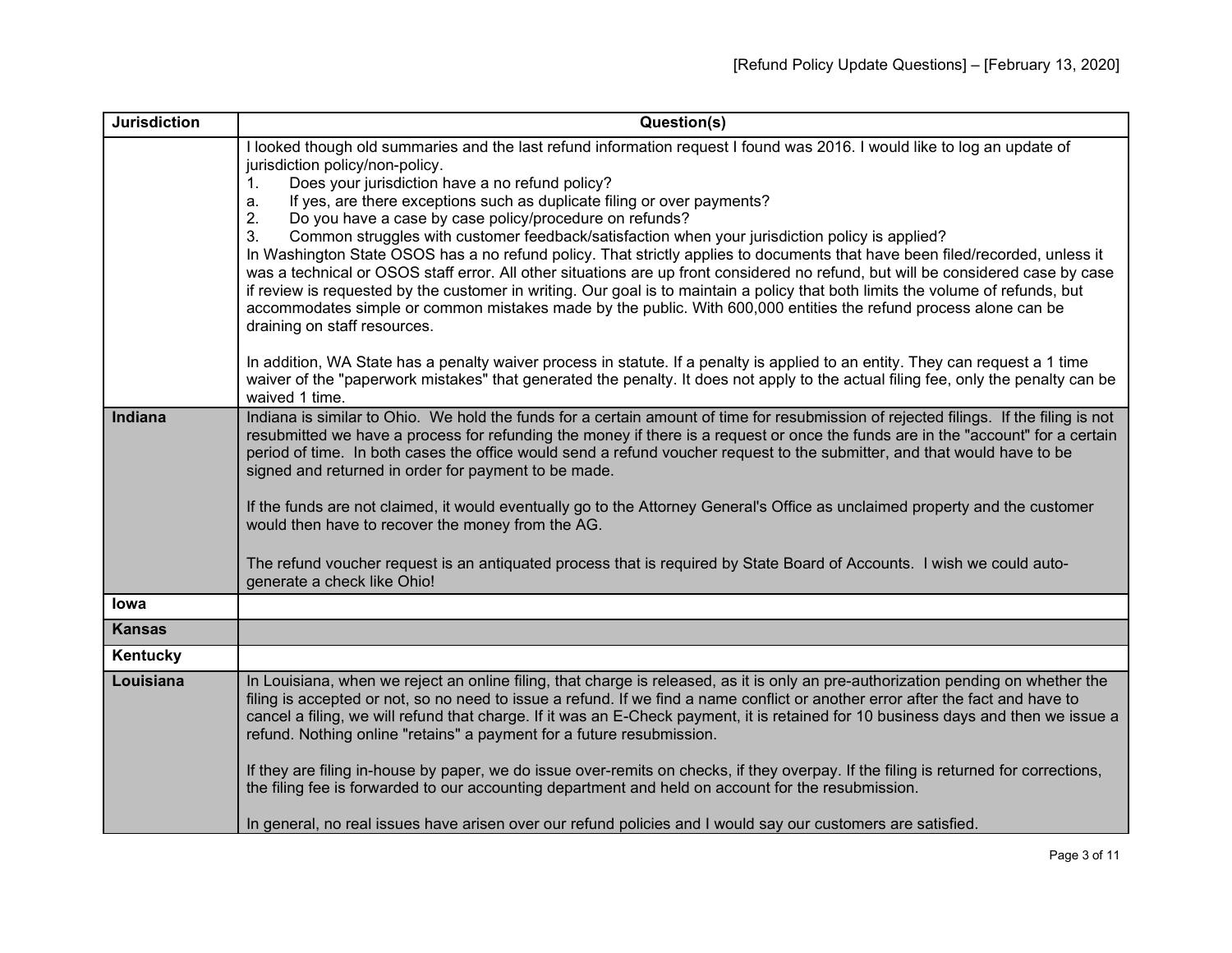| Jurisdiction | Question(s) |
|---|---|
| | I looked though old summaries and the last refund information request I found was 2016. I would like to log an update of jurisdiction policy/non-policy.<br>1. Does your jurisdiction have a no refund policy?<br>a. If yes, are there exceptions such as duplicate filing or over payments?<br>2. Do you have a case by case policy/procedure on refunds?<br>3. Common struggles with customer feedback/satisfaction when your jurisdiction policy is applied?<br>In Washington State OSOS has a no refund policy. That strictly applies to documents that have been filed/recorded, unless it was a technical or OSOS staff error. All other situations are up front considered no refund, but will be considered case by case if review is requested by the customer in writing. Our goal is to maintain a policy that both limits the volume of refunds, but accommodates simple or common mistakes made by the public. With 600,000 entities the refund process alone can be draining on staff resources.<br><br>In addition, WA State has a penalty waiver process in statute. If a penalty is applied to an entity. They can request a 1 time waiver of the "paperwork mistakes" that generated the penalty. It does not apply to the actual filing fee, only the penalty can be waived 1 time. |
| **Indiana** | Indiana is similar to Ohio. We hold the funds for a certain amount of time for resubmission of rejected filings. If the filing is not resubmitted we have a process for refunding the money if there is a request or once the funds are in the "account" for a certain period of time. In both cases the office would send a refund voucher request to the submitter, and that would have to be signed and returned in order for payment to be made.<br><br>If the funds are not claimed, it would eventually go to the Attorney General's Office as unclaimed property and the customer would then have to recover the money from the AG.<br><br>The refund voucher request is an antiquated process that is required by State Board of Accounts. I wish we could auto-generate a check like Ohio! |
| **Iowa** | |
| **Kansas** | |
| **Kentucky** | |
| **Louisiana** | In Louisiana, when we reject an online filing, that charge is released, as it is only an pre-authorization pending on whether the filing is accepted or not, so no need to issue a refund. If we find a name conflict or another error after the fact and have to cancel a filing, we will refund that charge. If it was an E-Check payment, it is retained for 10 business days and then we issue a refund. Nothing online "retains" a payment for a future resubmission.<br><br>If they are filing in-house by paper, we do issue over-remits on checks, if they overpay. If the filing is returned for corrections, the filing fee is forwarded to our accounting department and held on account for the resubmission.<br><br>In general, no real issues have arisen over our refund policies and I would say our customers are satisfied. |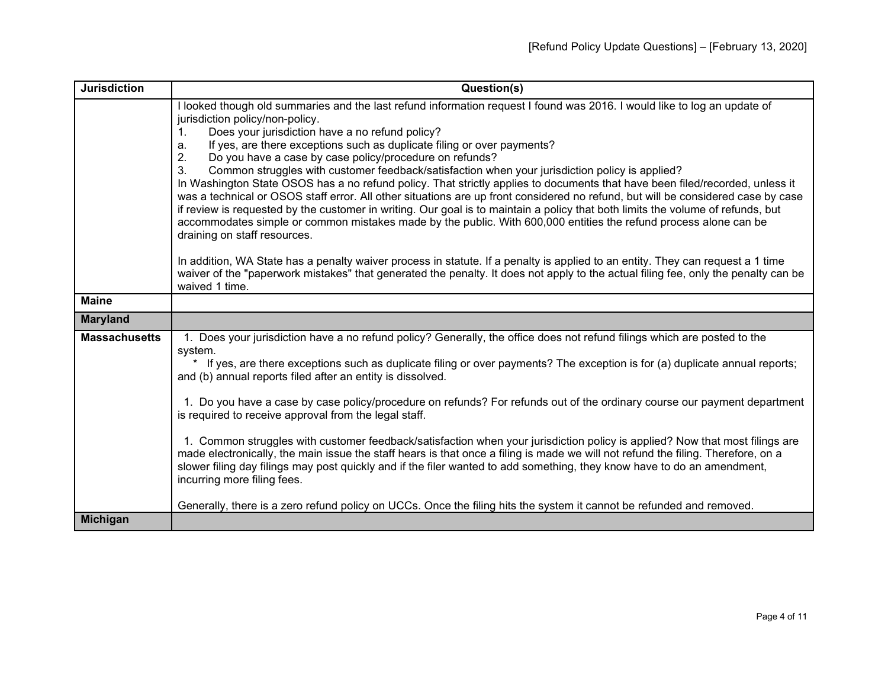| Jurisdiction | Question(s) |
|---|---|
| | I looked though old summaries and the last refund information request I found was 2016. I would like to log an update of jurisdiction policy/non-policy.<br>1. Does your jurisdiction have a no refund policy?<br>a. If yes, are there exceptions such as duplicate filing or over payments?<br>2. Do you have a case by case policy/procedure on refunds?<br>3. Common struggles with customer feedback/satisfaction when your jurisdiction policy is applied?<br>In Washington State OSOS has a no refund policy. That strictly applies to documents that have been filed/recorded, unless it was a technical or OSOS staff error. All other situations are up front considered no refund, but will be considered case by case if review is requested by the customer in writing. Our goal is to maintain a policy that both limits the volume of refunds, but accommodates simple or common mistakes made by the public. With 600,000 entities the refund process alone can be draining on staff resources.<br><br>In addition, WA State has a penalty waiver process in statute. If a penalty is applied to an entity. They can request a 1 time waiver of the "paperwork mistakes" that generated the penalty. It does not apply to the actual filing fee, only the penalty can be waived 1 time. |
| **Maine** | |
| **Maryland** | |
| **Massachusetts** | 1. Does your jurisdiction have a no refund policy? Generally, the office does not refund filings which are posted to the system.<br>* If yes, are there exceptions such as duplicate filing or over payments? The exception is for (a) duplicate annual reports; and (b) annual reports filed after an entity is dissolved.<br><br>1. Do you have a case by case policy/procedure on refunds? For refunds out of the ordinary course our payment department is required to receive approval from the legal staff.<br><br>1. Common struggles with customer feedback/satisfaction when your jurisdiction policy is applied? Now that most filings are made electronically, the main issue the staff hears is that once a filing is made we will not refund the filing. Therefore, on a slower filing day filings may post quickly and if the filer wanted to add something, they know have to do an amendment, incurring more filing fees.<br><br>Generally, there is a zero refund policy on UCCs. Once the filing hits the system it cannot be refunded and removed. |
| **Michigan** | |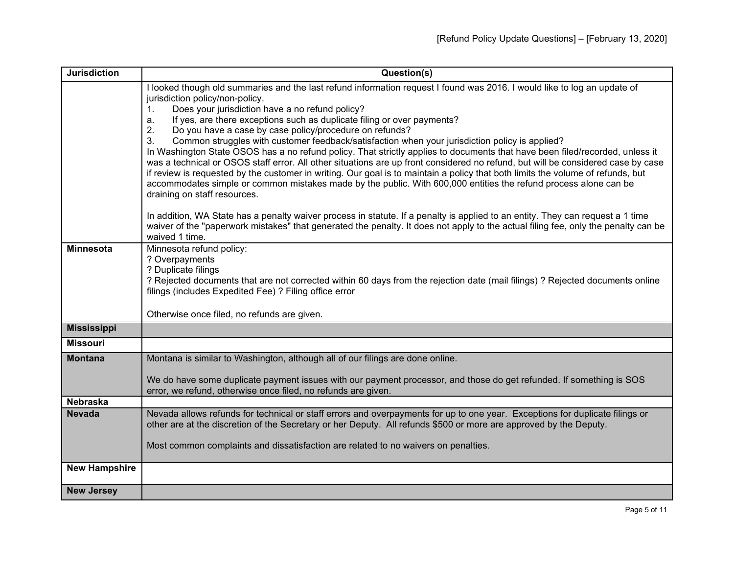| Jurisdiction | Question(s) |
|---|---|
| | I looked though old summaries and the last refund information request I found was 2016. I would like to log an update of jurisdiction policy/non-policy.<br>1. Does your jurisdiction have a no refund policy?<br>a. If yes, are there exceptions such as duplicate filing or over payments?<br>2. Do you have a case by case policy/procedure on refunds?<br>3. Common struggles with customer feedback/satisfaction when your jurisdiction policy is applied?<br>In Washington State OSOS has a no refund policy. That strictly applies to documents that have been filed/recorded, unless it was a technical or OSOS staff error. All other situations are up front considered no refund, but will be considered case by case if review is requested by the customer in writing. Our goal is to maintain a policy that both limits the volume of refunds, but accommodates simple or common mistakes made by the public. With 600,000 entities the refund process alone can be draining on staff resources.<br><br>In addition, WA State has a penalty waiver process in statute. If a penalty is applied to an entity. They can request a 1 time waiver of the "paperwork mistakes" that generated the penalty. It does not apply to the actual filing fee, only the penalty can be waived 1 time. |
| **Minnesota** | Minnesota refund policy:<br>? Overpayments<br>? Duplicate filings<br>? Rejected documents that are not corrected within 60 days from the rejection date (mail filings) ? Rejected documents online filings (includes Expedited Fee) ? Filing office error<br><br>Otherwise once filed, no refunds are given. |
| **Mississippi** | |
| **Missouri** | |
| **Montana** | Montana is similar to Washington, although all of our filings are done online.<br><br>We do have some duplicate payment issues with our payment processor, and those do get refunded. If something is SOS error, we refund, otherwise once filed, no refunds are given. |
| **Nebraska** | |
| **Nevada** | Nevada allows refunds for technical or staff errors and overpayments for up to one year. Exceptions for duplicate filings or other are at the discretion of the Secretary or her Deputy. All refunds $500 or more are approved by the Deputy.<br><br>Most common complaints and dissatisfaction are related to no waivers on penalties. |
| **New Hampshire** | |
| **New Jersey** | |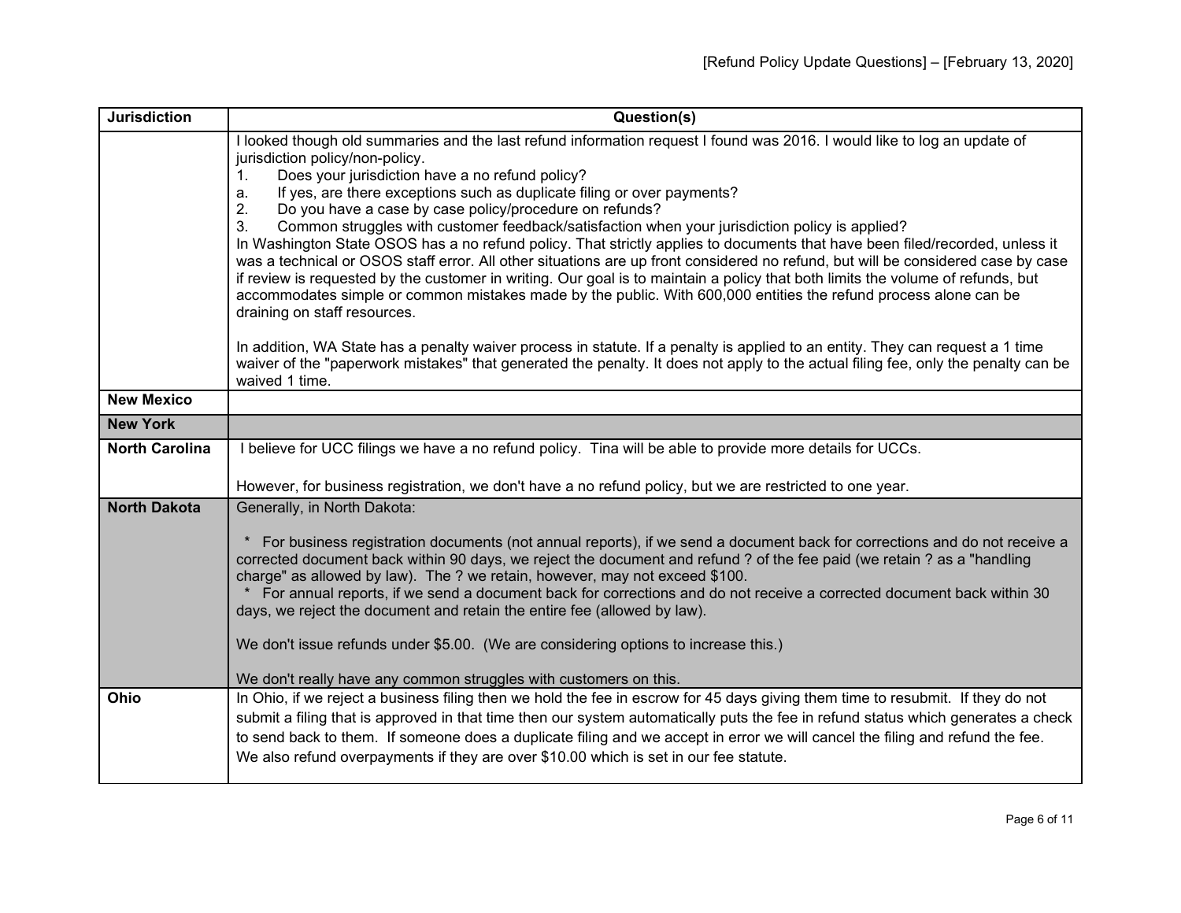| Jurisdiction | Question(s) |
|---|---|
| | I looked though old summaries and the last refund information request I found was 2016. I would like to log an update of jurisdiction policy/non-policy.<br>1. Does your jurisdiction have a no refund policy?<br>a. If yes, are there exceptions such as duplicate filing or over payments?<br>2. Do you have a case by case policy/procedure on refunds?<br>3. Common struggles with customer feedback/satisfaction when your jurisdiction policy is applied?<br>In Washington State OSOS has a no refund policy. That strictly applies to documents that have been filed/recorded, unless it was a technical or OSOS staff error. All other situations are up front considered no refund, but will be considered case by case if review is requested by the customer in writing. Our goal is to maintain a policy that both limits the volume of refunds, but accommodates simple or common mistakes made by the public. With 600,000 entities the refund process alone can be draining on staff resources.<br><br>In addition, WA State has a penalty waiver process in statute. If a penalty is applied to an entity. They can request a 1 time waiver of the "paperwork mistakes" that generated the penalty. It does not apply to the actual filing fee, only the penalty can be waived 1 time. |
| **New Mexico** | |
| **New York** | |
| **North Carolina** | I believe for UCC filings we have a no refund policy. Tina will be able to provide more details for UCCs.<br><br>However, for business registration, we don't have a no refund policy, but we are restricted to one year. |
| **North Dakota** | Generally, in North Dakota:<br><br>* For business registration documents (not annual reports), if we send a document back for corrections and do not receive a corrected document back within 90 days, we reject the document and refund ? of the fee paid (we retain ? as a "handling charge" as allowed by law). The ? we retain, however, may not exceed $100.<br>* For annual reports, if we send a document back for corrections and do not receive a corrected document back within 30 days, we reject the document and retain the entire fee (allowed by law).<br><br>We don't issue refunds under $5.00. (We are considering options to increase this.)<br><br>We don't really have any common struggles with customers on this. |
| **Ohio** | In Ohio, if we reject a business filing then we hold the fee in escrow for 45 days giving them time to resubmit. If they do not submit a filing that is approved in that time then our system automatically puts the fee in refund status which generates a check to send back to them. If someone does a duplicate filing and we accept in error we will cancel the filing and refund the fee. We also refund overpayments if they are over $10.00 which is set in our fee statute. |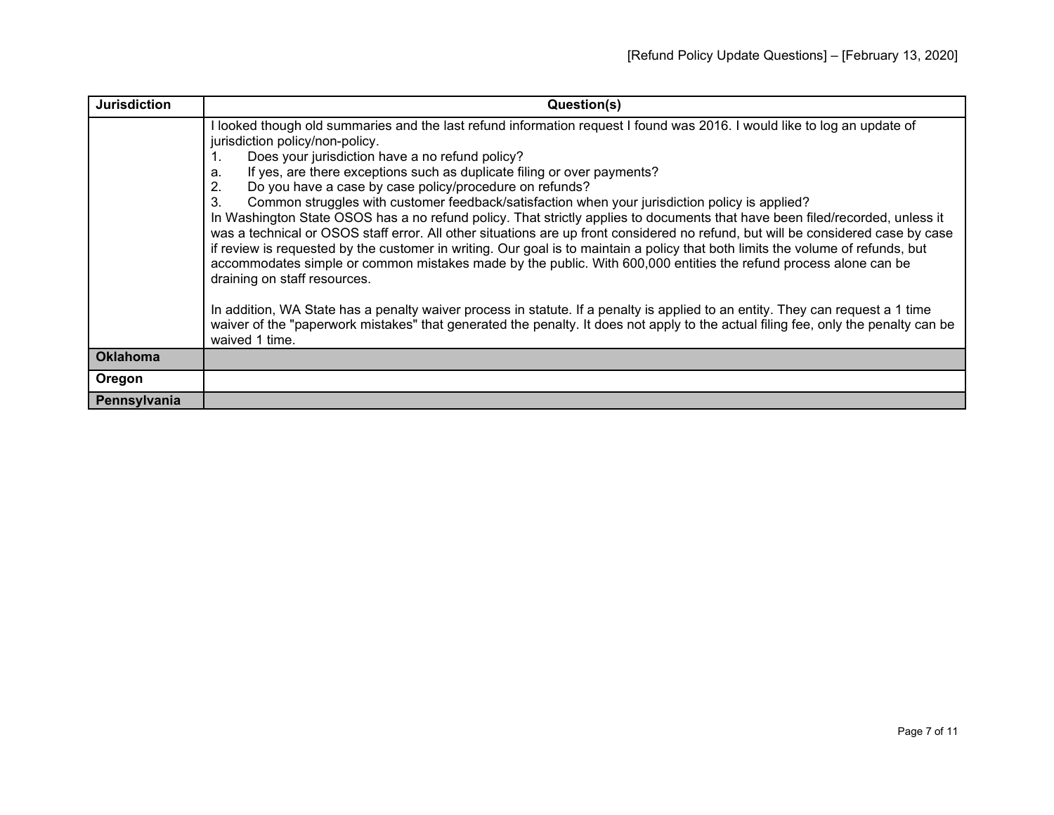| Jurisdiction | Question(s) |
|---|---|
| | I looked though old summaries and the last refund information request I found was 2016. I would like to log an update of jurisdiction policy/non-policy.<br>1. Does your jurisdiction have a no refund policy?<br>a. If yes, are there exceptions such as duplicate filing or over payments?<br>2. Do you have a case by case policy/procedure on refunds?<br>3. Common struggles with customer feedback/satisfaction when your jurisdiction policy is applied?<br>In Washington State OSOS has a no refund policy. That strictly applies to documents that have been filed/recorded, unless it was a technical or OSOS staff error. All other situations are up front considered no refund, but will be considered case by case if review is requested by the customer in writing. Our goal is to maintain a policy that both limits the volume of refunds, but accommodates simple or common mistakes made by the public. With 600,000 entities the refund process alone can be draining on staff resources.<br><br>In addition, WA State has a penalty waiver process in statute. If a penalty is applied to an entity. They can request a 1 time waiver of the "paperwork mistakes" that generated the penalty. It does not apply to the actual filing fee, only the penalty can be waived 1 time. |
| **Oklahoma** | |
| **Oregon** | |
| **Pennsylvania** | |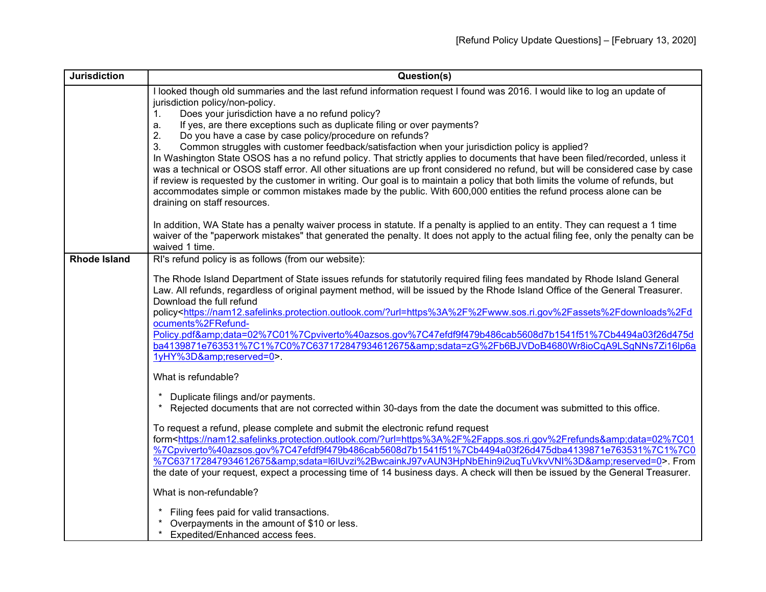| Jurisdiction | Question(s) |
|---|---|
| | I looked though old summaries and the last refund information request I found was 2016. I would like to log an update of jurisdiction policy/non-policy.<br>1. Does your jurisdiction have a no refund policy?<br>a. If yes, are there exceptions such as duplicate filing or over payments?<br>2. Do you have a case by case policy/procedure on refunds?<br>3. Common struggles with customer feedback/satisfaction when your jurisdiction policy is applied?<br>In Washington State OSOS has a no refund policy. That strictly applies to documents that have been filed/recorded, unless it was a technical or OSOS staff error. All other situations are up front considered no refund, but will be considered case by case if review is requested by the customer in writing. Our goal is to maintain a policy that both limits the volume of refunds, but accommodates simple or common mistakes made by the public. With 600,000 entities the refund process alone can be draining on staff resources.<br><br>In addition, WA State has a penalty waiver process in statute. If a penalty is applied to an entity. They can request a 1 time waiver of the "paperwork mistakes" that generated the penalty. It does not apply to the actual filing fee, only the penalty can be waived 1 time. |
| **Rhode Island** | RI's refund policy is as follows (from our website):<br><br>The Rhode Island Department of State issues refunds for statutorily required filing fees mandated by Rhode Island General Law. All refunds, regardless of original payment method, will be issued by the Rhode Island Office of the General Treasurer. Download the full refund policy<https://nam12.safelinks.protection.outlook.com/?url=https%3A%2F%2Fwww.sos.ri.gov%2Fassets%2Fdownloads%2Fdocuments%2FRefund-Policy.pdf&amp;data=02%7C01%7Cpviverto%40azsos.gov%7C47efdf9f479b486cab5608d7b1541f51%7Cb4494a03f26d475dba4139871e763531%7C1%7C0%7C637172847934612675&amp;sdata=zG%2Fb6BJVDoB4680Wr8ioCqA9LSgNNs7Zi16lp6a1yHY%3D&amp;reserved=0>.<br><br>What is refundable?<br><br>* Duplicate filings and/or payments.<br>* Rejected documents that are not corrected within 30-days from the date the document was submitted to this office.<br><br>To request a refund, please complete and submit the electronic refund request form<https://nam12.safelinks.protection.outlook.com/?url=https%3A%2F%2Fapps.sos.ri.gov%2Frefunds&amp;data=02%7C01%7Cpviverto%40azsos.gov%7C47efdf9f479b486cab5608d7b1541f51%7Cb4494a03f26d475dba4139871e763531%7C1%7C0%7C637172847934612675&amp;sdata=l6lUvzi%2BwcainkJ97vAUN3HpNbEhin9i2uqTuVkvVNI%3D&amp;reserved=0>. From the date of your request, expect a processing time of 14 business days. A check will then be issued by the General Treasurer.<br><br>What is non-refundable?<br><br>* Filing fees paid for valid transactions.<br>* Overpayments in the amount of $10 or less.<br>* Expedited/Enhanced access fees. |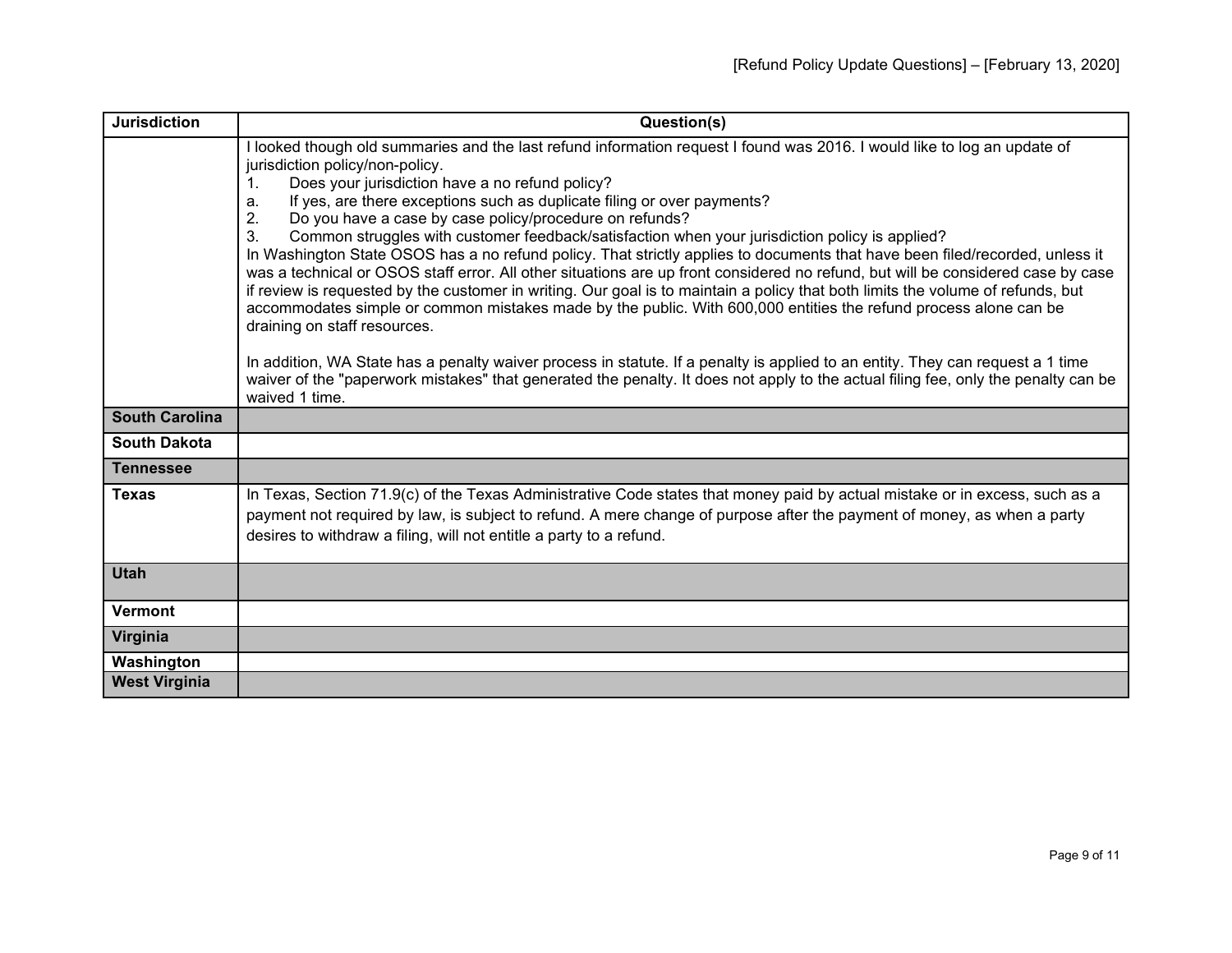| Jurisdiction | Question(s) |
|---|---|
| | I looked though old summaries and the last refund information request I found was 2016. I would like to log an update of jurisdiction policy/non-policy.<br>1. Does your jurisdiction have a no refund policy?<br>a. If yes, are there exceptions such as duplicate filing or over payments?<br>2. Do you have a case by case policy/procedure on refunds?<br>3. Common struggles with customer feedback/satisfaction when your jurisdiction policy is applied?<br>In Washington State OSOS has a no refund policy. That strictly applies to documents that have been filed/recorded, unless it was a technical or OSOS staff error. All other situations are up front considered no refund, but will be considered case by case if review is requested by the customer in writing. Our goal is to maintain a policy that both limits the volume of refunds, but accommodates simple or common mistakes made by the public. With 600,000 entities the refund process alone can be draining on staff resources.<br><br>In addition, WA State has a penalty waiver process in statute. If a penalty is applied to an entity. They can request a 1 time waiver of the "paperwork mistakes" that generated the penalty. It does not apply to the actual filing fee, only the penalty can be waived 1 time. |
| **South Carolina** | |
| **South Dakota** | |
| **Tennessee** | |
| **Texas** | In Texas, Section 71.9(c) of the Texas Administrative Code states that money paid by actual mistake or in excess, such as a payment not required by law, is subject to refund. A mere change of purpose after the payment of money, as when a party desires to withdraw a filing, will not entitle a party to a refund. |
| **Utah** | |
| **Vermont** | |
| **Virginia** | |
| **Washington** | |
| **West Virginia** | |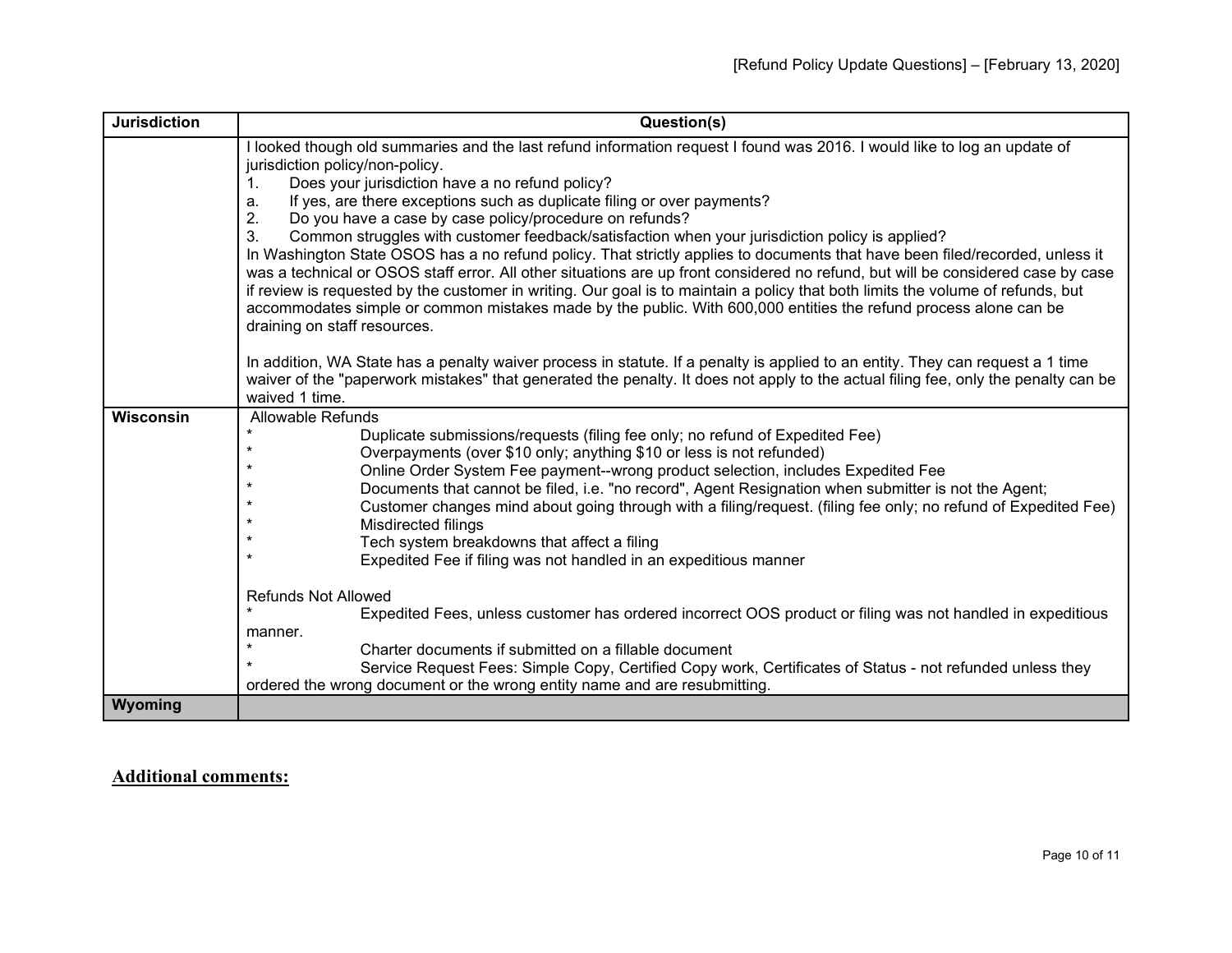| Jurisdiction | Question(s) |
| --- | --- |
| | I looked though old summaries and the last refund information request I found was 2016. I would like to log an update of jurisdiction policy/non-policy.<br>1. Does your jurisdiction have a no refund policy?<br>a. If yes, are there exceptions such as duplicate filing or over payments?<br>2. Do you have a case by case policy/procedure on refunds?<br>3. Common struggles with customer feedback/satisfaction when your jurisdiction policy is applied?<br>In Washington State OSOS has a no refund policy. That strictly applies to documents that have been filed/recorded, unless it was a technical or OSOS staff error. All other situations are up front considered no refund, but will be considered case by case if review is requested by the customer in writing. Our goal is to maintain a policy that both limits the volume of refunds, but accommodates simple or common mistakes made by the public. With 600,000 entities the refund process alone can be draining on staff resources.<br><br>In addition, WA State has a penalty waiver process in statute. If a penalty is applied to an entity. They can request a 1 time waiver of the "paperwork mistakes" that generated the penalty. It does not apply to the actual filing fee, only the penalty can be waived 1 time. |
| **Wisconsin** | Allowable Refunds<br>* Duplicate submissions/requests (filing fee only; no refund of Expedited Fee)<br>* Overpayments (over $10 only; anything $10 or less is not refunded)<br>* Online Order System Fee payment--wrong product selection, includes Expedited Fee<br>* Documents that cannot be filed, i.e. "no record", Agent Resignation when submitter is not the Agent;<br>* Customer changes mind about going through with a filing/request. (filing fee only; no refund of Expedited Fee)<br>* Misdirected filings<br>* Tech system breakdowns that affect a filing<br>* Expedited Fee if filing was not handled in an expeditious manner<br><br>Refunds Not Allowed<br>* Expedited Fees, unless customer has ordered incorrect OOS product or filing was not handled in expeditious manner.<br>* Charter documents if submitted on a fillable document<br>* Service Request Fees: Simple Copy, Certified Copy work, Certificates of Status - not refunded unless they ordered the wrong document or the wrong entity name and are resubmitting. |
| **Wyoming** | |

**Additional comments:**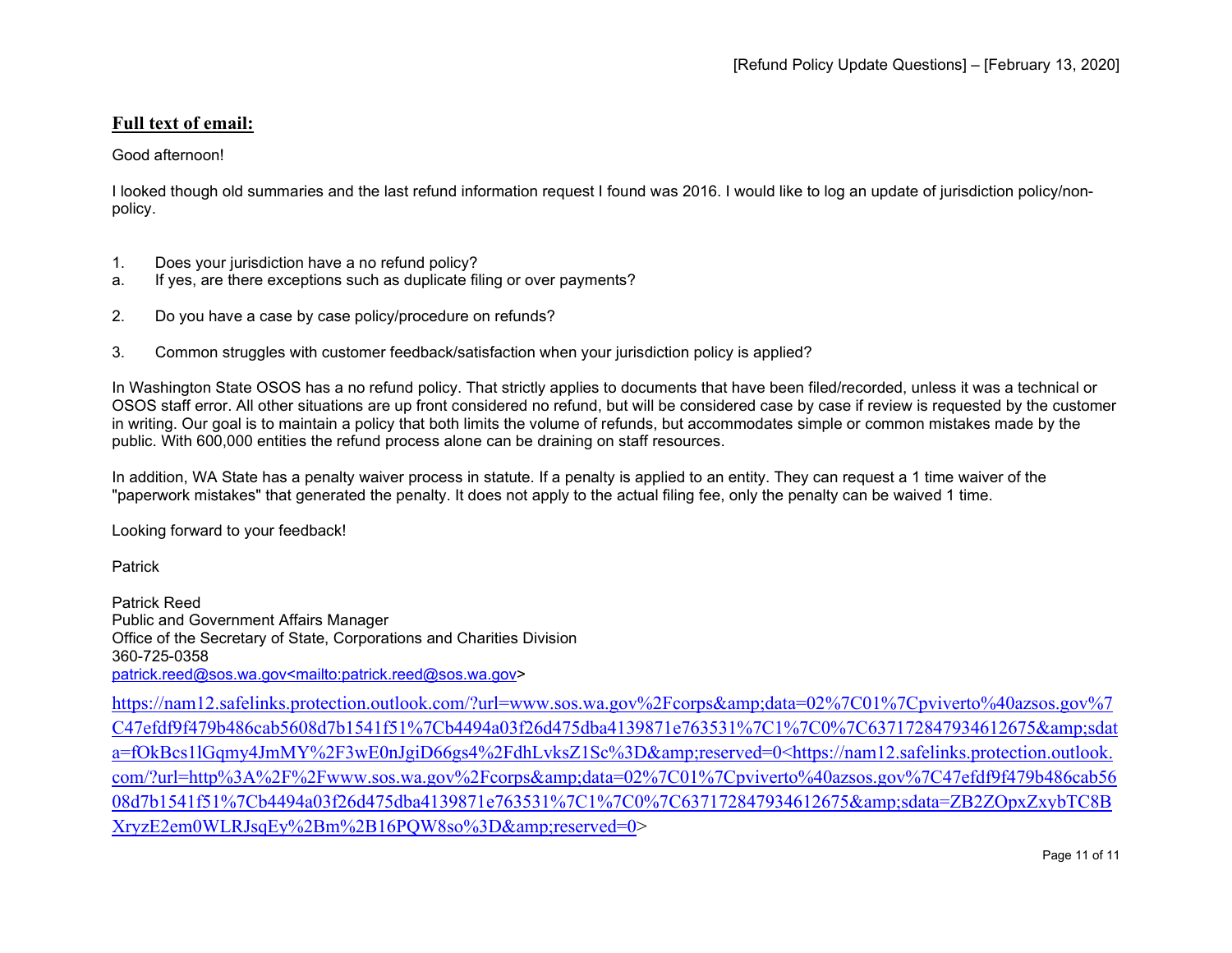## Full text of email:

Good afternoon!

I looked though old summaries and the last refund information request I found was 2016. I would like to log an update of jurisdiction policy/non-policy.

1. Does your jurisdiction have a no refund policy?
a. If yes, are there exceptions such as duplicate filing or over payments?

2. Do you have a case by case policy/procedure on refunds?

3. Common struggles with customer feedback/satisfaction when your jurisdiction policy is applied?

In Washington State OSOS has a no refund policy. That strictly applies to documents that have been filed/recorded, unless it was a technical or OSOS staff error. All other situations are up front considered no refund, but will be considered case by case if review is requested by the customer in writing. Our goal is to maintain a policy that both limits the volume of refunds, but accommodates simple or common mistakes made by the public. With 600,000 entities the refund process alone can be draining on staff resources.

In addition, WA State has a penalty waiver process in statute. If a penalty is applied to an entity. They can request a 1 time waiver of the "paperwork mistakes" that generated the penalty. It does not apply to the actual filing fee, only the penalty can be waived 1 time.

Looking forward to your feedback!

Patrick

Patrick Reed
Public and Government Affairs Manager
Office of the Secretary of State, Corporations and Charities Division
360-725-0358
patrick.reed@sos.wa.gov<mailto:patrick.reed@sos.wa.gov>

https://nam12.safelinks.protection.outlook.com/?url=www.sos.wa.gov%2Fcorps&amp;data=02%7C01%7Cpviverto%40azsos.gov%7C47efdf9f479b486cab5608d7b1541f51%7Cb4494a03f26d475dba4139871e763531%7C1%7C0%7C637172847934612675&amp;sdata=fOkBcs1lGqmy4JmMY%2F3wE0nJgiD66gs4%2FdhLvksZ1Sc%3D&amp;reserved=0<https://nam12.safelinks.protection.outlook.com/?url=http%3A%2F%2Fwww.sos.wa.gov%2Fcorps&amp;data=02%7C01%7Cpviverto%40azsos.gov%7C47efdf9f479b486cab5608d7b1541f51%7Cb4494a03f26d475dba4139871e763531%7C1%7C0%7C637172847934612675&amp;sdata=ZB2ZOpxZxybTC8BXryzE2em0WLRJsqEy%2Bm%2B16PQW8so%3D&amp;reserved=0>